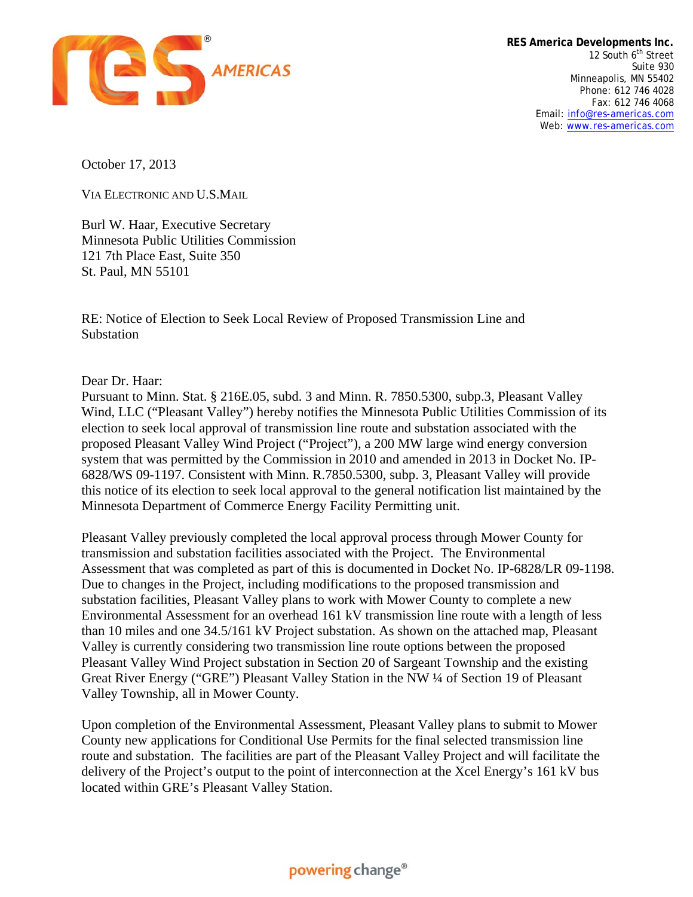**RES America Developments Inc.**
12 South 6th Street
Suite 930
Minneapolis, MN 55402
Phone: 612 746 4028
Fax: 612 746 4068
Email: info@res-americas.com
Web: www.res-americas.com

October 17, 2013

VIA ELECTRONIC AND U.S.MAIL

Burl W. Haar, Executive Secretary
Minnesota Public Utilities Commission
121 7th Place East, Suite 350
St. Paul, MN 55101

RE: Notice of Election to Seek Local Review of Proposed Transmission Line and Substation

Dear Dr. Haar:

Pursuant to Minn. Stat. § 216E.05, subd. 3 and Minn. R. 7850.5300, subp.3, Pleasant Valley Wind, LLC ("Pleasant Valley") hereby notifies the Minnesota Public Utilities Commission of its election to seek local approval of transmission line route and substation associated with the proposed Pleasant Valley Wind Project ("Project"), a 200 MW large wind energy conversion system that was permitted by the Commission in 2010 and amended in 2013 in Docket No. IP-6828/WS 09-1197. Consistent with Minn. R.7850.5300, subp. 3, Pleasant Valley will provide this notice of its election to seek local approval to the general notification list maintained by the Minnesota Department of Commerce Energy Facility Permitting unit.

Pleasant Valley previously completed the local approval process through Mower County for transmission and substation facilities associated with the Project. The Environmental Assessment that was completed as part of this is documented in Docket No. IP-6828/LR 09-1198. Due to changes in the Project, including modifications to the proposed transmission and substation facilities, Pleasant Valley plans to work with Mower County to complete a new Environmental Assessment for an overhead 161 kV transmission line route with a length of less than 10 miles and one 34.5/161 kV Project substation. As shown on the attached map, Pleasant Valley is currently considering two transmission line route options between the proposed Pleasant Valley Wind Project substation in Section 20 of Sargeant Township and the existing Great River Energy ("GRE") Pleasant Valley Station in the NW ¼ of Section 19 of Pleasant Valley Township, all in Mower County.

Upon completion of the Environmental Assessment, Pleasant Valley plans to submit to Mower County new applications for Conditional Use Permits for the final selected transmission line route and substation. The facilities are part of the Pleasant Valley Project and will facilitate the delivery of the Project's output to the point of interconnection at the Xcel Energy's 161 kV bus located within GRE's Pleasant Valley Station.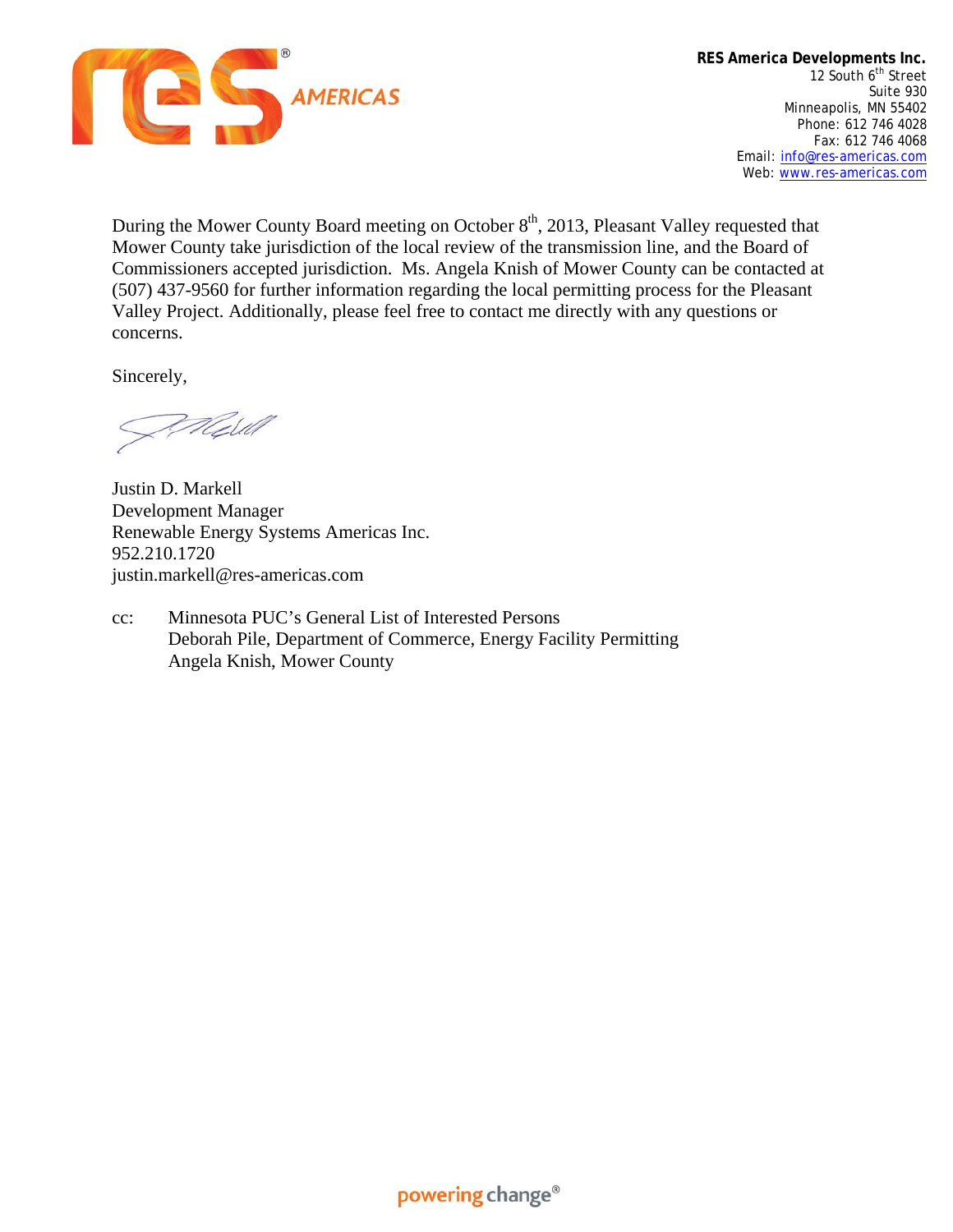**RES America Developments Inc.**
12 South 6th Street
Suite 930
Minneapolis, MN 55402
Phone: 612 746 4028
Fax: 612 746 4068
Email: info@res-americas.com
Web: www.res-americas.com

During the Mower County Board meeting on October 8th, 2013, Pleasant Valley requested that Mower County take jurisdiction of the local review of the transmission line, and the Board of Commissioners accepted jurisdiction. Ms. Angela Knish of Mower County can be contacted at (507) 437-9560 for further information regarding the local permitting process for the Pleasant Valley Project. Additionally, please feel free to contact me directly with any questions or concerns.

Sincerely,

Justin D. Markell
Development Manager
Renewable Energy Systems Americas Inc.
952.210.1720
justin.markell@res-americas.com

cc: Minnesota PUC's General List of Interested Persons
Deborah Pile, Department of Commerce, Energy Facility Permitting
Angela Knish, Mower County

powering change®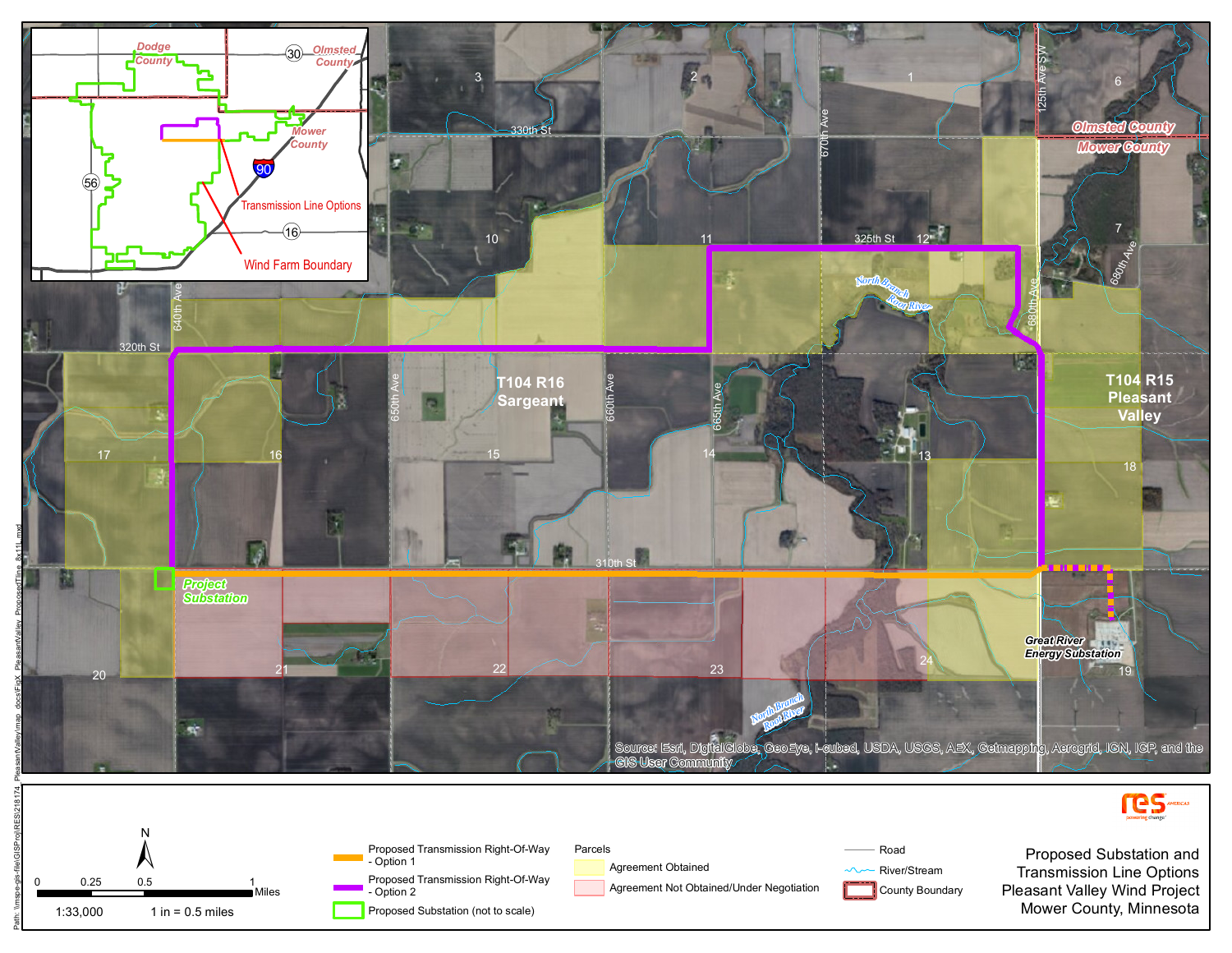# Proposed Substation and Transmission Line Options
## Pleasant Valley Wind Project
## Mower County, Minnesota

Dodge County
Olmsted County
Mower County
30
56
90
16
Transmission Line Options
Wind Farm Boundary

3
2
1
6
330th St
670th Ave
125th Ave SW
Olmsted County
Mower County
10
11
325th St
12
7
680th Ave
640th Ave
320th St
North Branch Root River
680th Ave
T104 R16
Sargeant
650th Ave
660th Ave
665th Ave
T104 R15
Pleasant
Valley
17
16
15
14
13
18
310th St
Project Substation
20
21
22
23
24
Great River Energy Substation
19
North Branch Root River

Source: Esri, DigitalGlobe, GeoEye, i-cubed, USDA, USGS, AEX, Getmapping, Aerogrid, IGN, IGP, and the GIS User Community

0 0.25 0.5 1 Miles
1:33,000
1 in = 0.5 miles

- Proposed Transmission Right-Of-Way - Option 1
- Proposed Transmission Right-Of-Way - Option 2
- Proposed Substation (not to scale)

Parcels
- Agreement Obtained
- Agreement Not Obtained/Under Negotiation

- Road
- River/Stream
- County Boundary

res AMERICAS powering change

Path: \\msp-gis-file\GISProj\RES\218174_PleasantValley\map_docs\FigX_PleasantValley_ProposedTLine_8x11L.mxd